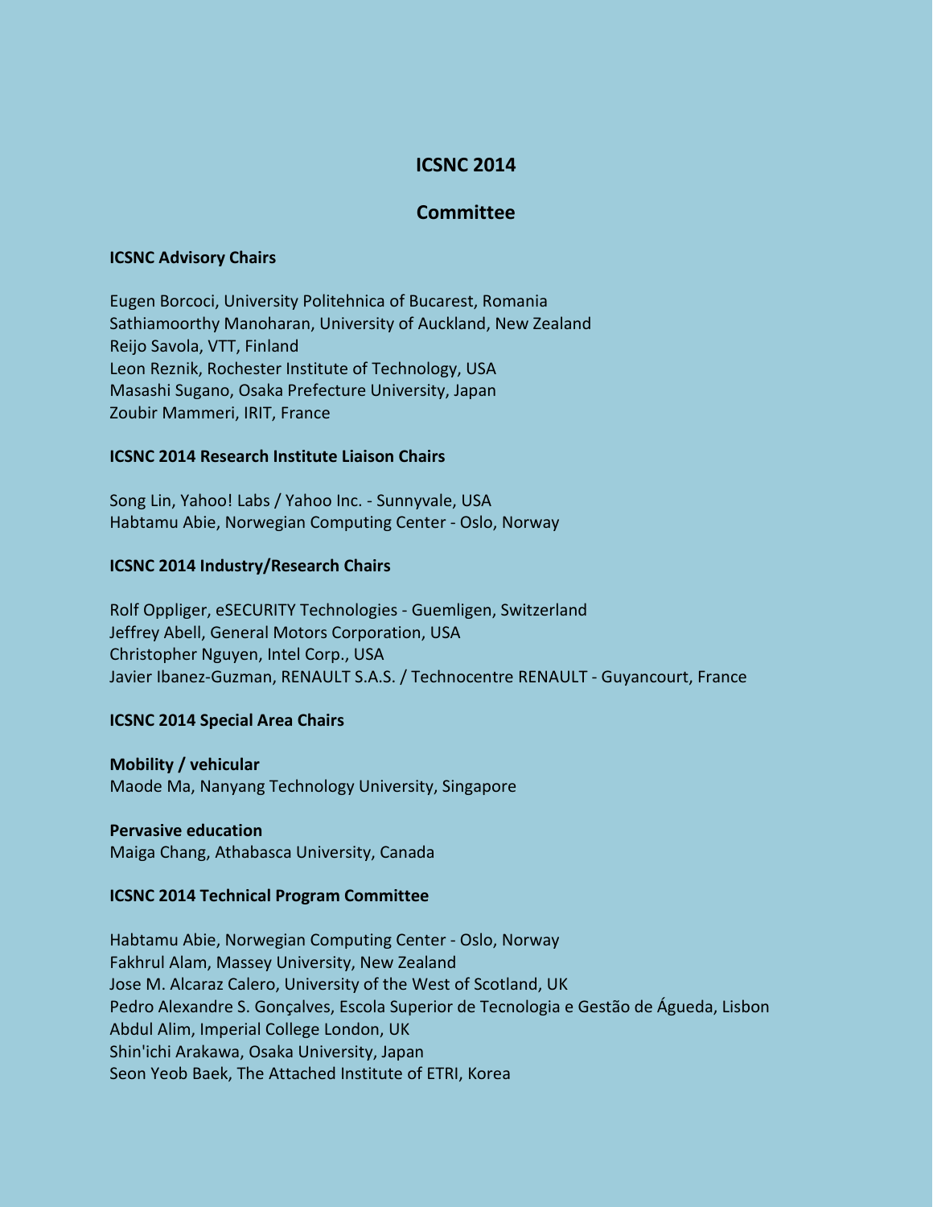# ICSNC 2014

## Committee

### ICSNC Advisory Chairs

Eugen Borcoci, University Politehnica of Bucarest, Romania
Sathiamoorthy Manoharan, University of Auckland, New Zealand
Reijo Savola, VTT, Finland
Leon Reznik, Rochester Institute of Technology, USA
Masashi Sugano, Osaka Prefecture University, Japan
Zoubir Mammeri, IRIT, France

### ICSNC 2014 Research Institute Liaison Chairs

Song Lin, Yahoo! Labs / Yahoo Inc. - Sunnyvale, USA
Habtamu Abie, Norwegian Computing Center - Oslo, Norway

### ICSNC 2014 Industry/Research Chairs

Rolf Oppliger, eSECURITY Technologies - Guemligen, Switzerland
Jeffrey Abell, General Motors Corporation, USA
Christopher Nguyen, Intel Corp., USA
Javier Ibanez-Guzman, RENAULT S.A.S. / Technocentre RENAULT - Guyancourt, France

### ICSNC 2014 Special Area Chairs

**Mobility / vehicular**
Maode Ma, Nanyang Technology University, Singapore

**Pervasive education**
Maiga Chang, Athabasca University, Canada

### ICSNC 2014 Technical Program Committee

Habtamu Abie, Norwegian Computing Center - Oslo, Norway
Fakhrul Alam, Massey University, New Zealand
Jose M. Alcaraz Calero, University of the West of Scotland, UK
Pedro Alexandre S. Gonçalves, Escola Superior de Tecnologia e Gestão de Águeda, Lisbon
Abdul Alim, Imperial College London, UK
Shin'ichi Arakawa, Osaka University, Japan
Seon Yeob Baek, The Attached Institute of ETRI, Korea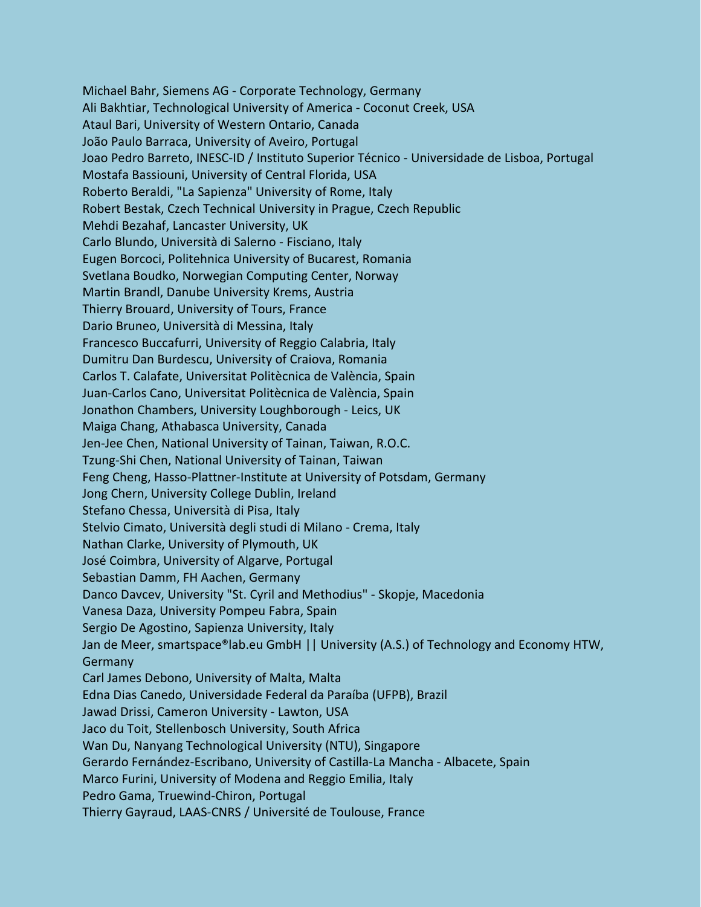Michael Bahr, Siemens AG - Corporate Technology, Germany
Ali Bakhtiar, Technological University of America - Coconut Creek, USA
Ataul Bari, University of Western Ontario, Canada
João Paulo Barraca, University of Aveiro, Portugal
Joao Pedro Barreto, INESC-ID / Instituto Superior Técnico - Universidade de Lisboa, Portugal
Mostafa Bassiouni, University of Central Florida, USA
Roberto Beraldi, "La Sapienza" University of Rome, Italy
Robert Bestak, Czech Technical University in Prague, Czech Republic
Mehdi Bezahaf, Lancaster University, UK
Carlo Blundo, Università di Salerno - Fisciano, Italy
Eugen Borcoci, Politehnica University of Bucarest, Romania
Svetlana Boudko, Norwegian Computing Center, Norway
Martin Brandl, Danube University Krems, Austria
Thierry Brouard, University of Tours, France
Dario Bruneo, Università di Messina, Italy
Francesco Buccafurri, University of Reggio Calabria, Italy
Dumitru Dan Burdescu, University of Craiova, Romania
Carlos T. Calafate, Universitat Politècnica de València, Spain
Juan-Carlos Cano, Universitat Politècnica de València, Spain
Jonathon Chambers, University Loughborough - Leics, UK
Maiga Chang, Athabasca University, Canada
Jen-Jee Chen, National University of Tainan, Taiwan, R.O.C.
Tzung-Shi Chen, National University of Tainan, Taiwan
Feng Cheng, Hasso-Plattner-Institute at University of Potsdam, Germany
Jong Chern, University College Dublin, Ireland
Stefano Chessa, Università di Pisa, Italy
Stelvio Cimato, Università degli studi di Milano - Crema, Italy
Nathan Clarke, University of Plymouth, UK
José Coimbra, University of Algarve, Portugal
Sebastian Damm, FH Aachen, Germany
Danco Davcev, University "St. Cyril and Methodius" - Skopje, Macedonia
Vanesa Daza, University Pompeu Fabra, Spain
Sergio De Agostino, Sapienza University, Italy
Jan de Meer, smartspace®lab.eu GmbH || University (A.S.) of Technology and Economy HTW, Germany
Carl James Debono, University of Malta, Malta
Edna Dias Canedo, Universidade Federal da Paraíba (UFPB), Brazil
Jawad Drissi, Cameron University - Lawton, USA
Jaco du Toit, Stellenbosch University, South Africa
Wan Du, Nanyang Technological University (NTU), Singapore
Gerardo Fernández-Escribano, University of Castilla-La Mancha - Albacete, Spain
Marco Furini, University of Modena and Reggio Emilia, Italy
Pedro Gama, Truewind-Chiron, Portugal
Thierry Gayraud, LAAS-CNRS / Université de Toulouse, France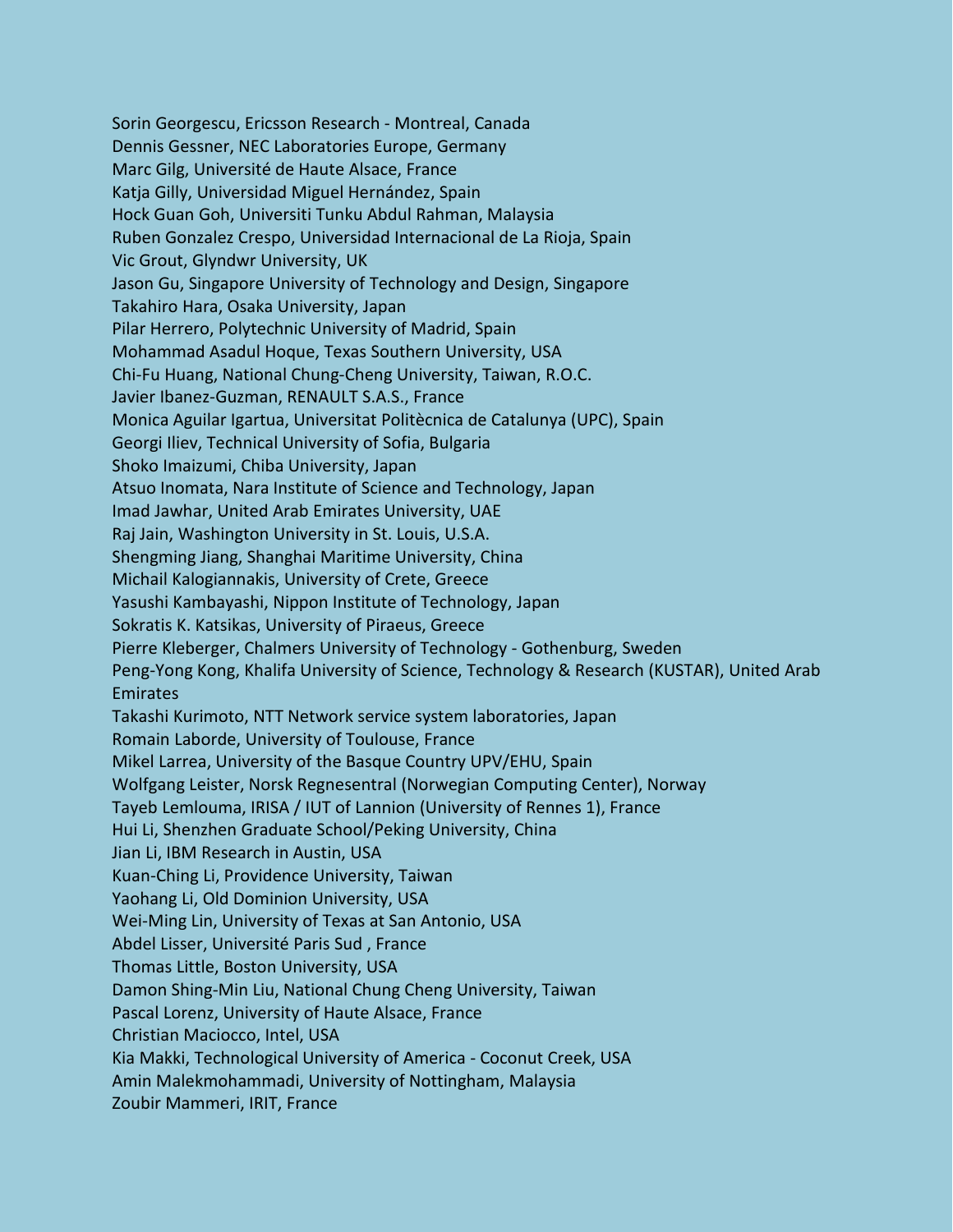Sorin Georgescu, Ericsson Research - Montreal, Canada
Dennis Gessner, NEC Laboratories Europe, Germany
Marc Gilg, Université de Haute Alsace, France
Katja Gilly, Universidad Miguel Hernández, Spain
Hock Guan Goh, Universiti Tunku Abdul Rahman, Malaysia
Ruben Gonzalez Crespo, Universidad Internacional de La Rioja, Spain
Vic Grout, Glyndwr University, UK
Jason Gu, Singapore University of Technology and Design, Singapore
Takahiro Hara, Osaka University, Japan
Pilar Herrero, Polytechnic University of Madrid, Spain
Mohammad Asadul Hoque, Texas Southern University, USA
Chi-Fu Huang, National Chung-Cheng University, Taiwan, R.O.C.
Javier Ibanez-Guzman, RENAULT S.A.S., France
Monica Aguilar Igartua, Universitat Politècnica de Catalunya (UPC), Spain
Georgi Iliev, Technical University of Sofia, Bulgaria
Shoko Imaizumi, Chiba University, Japan
Atsuo Inomata, Nara Institute of Science and Technology, Japan
Imad Jawhar, United Arab Emirates University, UAE
Raj Jain, Washington University in St. Louis, U.S.A.
Shengming Jiang, Shanghai Maritime University, China
Michail Kalogiannakis, University of Crete, Greece
Yasushi Kambayashi, Nippon Institute of Technology, Japan
Sokratis K. Katsikas, University of Piraeus, Greece
Pierre Kleberger, Chalmers University of Technology - Gothenburg, Sweden
Peng-Yong Kong, Khalifa University of Science, Technology & Research (KUSTAR), United Arab Emirates
Takashi Kurimoto, NTT Network service system laboratories, Japan
Romain Laborde, University of Toulouse, France
Mikel Larrea, University of the Basque Country UPV/EHU, Spain
Wolfgang Leister, Norsk Regnesentral (Norwegian Computing Center), Norway
Tayeb Lemlouma, IRISA / IUT of Lannion (University of Rennes 1), France
Hui Li, Shenzhen Graduate School/Peking University, China
Jian Li, IBM Research in Austin, USA
Kuan-Ching Li, Providence University, Taiwan
Yaohang Li, Old Dominion University, USA
Wei-Ming Lin, University of Texas at San Antonio, USA
Abdel Lisser, Université Paris Sud , France
Thomas Little, Boston University, USA
Damon Shing-Min Liu, National Chung Cheng University, Taiwan
Pascal Lorenz, University of Haute Alsace, France
Christian Maciocco, Intel, USA
Kia Makki, Technological University of America - Coconut Creek, USA
Amin Malekmohammadi, University of Nottingham, Malaysia
Zoubir Mammeri, IRIT, France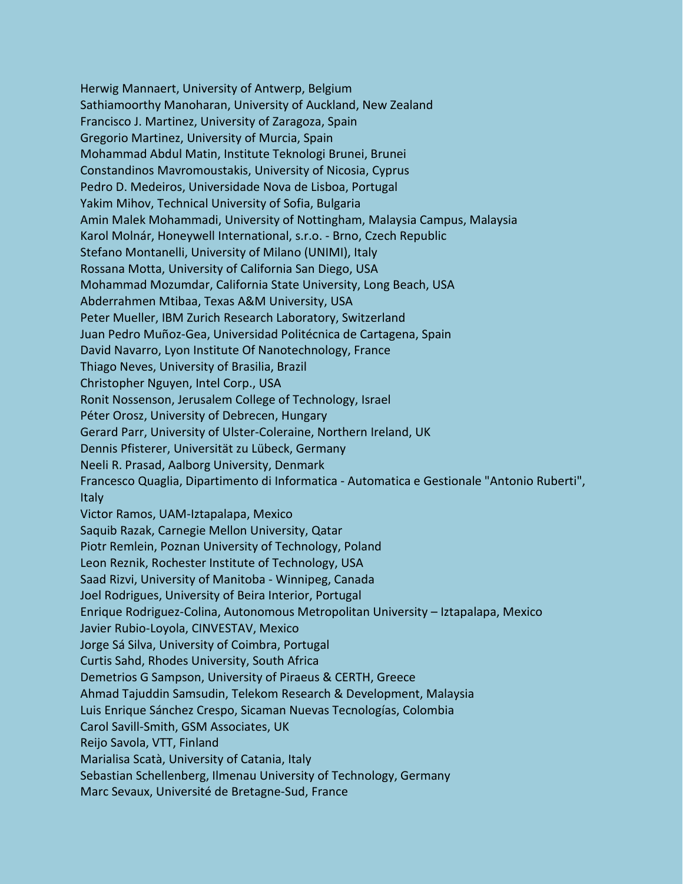Herwig Mannaert, University of Antwerp, Belgium
Sathiamoorthy Manoharan, University of Auckland, New Zealand
Francisco J. Martinez, University of Zaragoza, Spain
Gregorio Martinez, University of Murcia, Spain
Mohammad Abdul Matin, Institute Teknologi Brunei, Brunei
Constandinos Mavromoustakis, University of Nicosia, Cyprus
Pedro D. Medeiros, Universidade Nova de Lisboa, Portugal
Yakim Mihov, Technical University of Sofia, Bulgaria
Amin Malek Mohammadi, University of Nottingham, Malaysia Campus, Malaysia
Karol Molnár, Honeywell International, s.r.o. - Brno, Czech Republic
Stefano Montanelli, University of Milano (UNIMI), Italy
Rossana Motta, University of California San Diego, USA
Mohammad Mozumdar, California State University, Long Beach, USA
Abderrahmen Mtibaa, Texas A&M University, USA
Peter Mueller, IBM Zurich Research Laboratory, Switzerland
Juan Pedro Muñoz-Gea, Universidad Politécnica de Cartagena, Spain
David Navarro, Lyon Institute Of Nanotechnology, France
Thiago Neves, University of Brasilia, Brazil
Christopher Nguyen, Intel Corp., USA
Ronit Nossenson, Jerusalem College of Technology, Israel
Péter Orosz, University of Debrecen, Hungary
Gerard Parr, University of Ulster-Coleraine, Northern Ireland, UK
Dennis Pfisterer, Universität zu Lübeck, Germany
Neeli R. Prasad, Aalborg University, Denmark
Francesco Quaglia, Dipartimento di Informatica - Automatica e Gestionale "Antonio Ruberti", Italy
Victor Ramos, UAM-Iztapalapa, Mexico
Saquib Razak, Carnegie Mellon University, Qatar
Piotr Remlein, Poznan University of Technology, Poland
Leon Reznik, Rochester Institute of Technology, USA
Saad Rizvi, University of Manitoba - Winnipeg, Canada
Joel Rodrigues, University of Beira Interior, Portugal
Enrique Rodriguez-Colina, Autonomous Metropolitan University – Iztapalapa, Mexico
Javier Rubio-Loyola, CINVESTAV, Mexico
Jorge Sá Silva, University of Coimbra, Portugal
Curtis Sahd, Rhodes University, South Africa
Demetrios G Sampson, University of Piraeus & CERTH, Greece
Ahmad Tajuddin Samsudin, Telekom Research & Development, Malaysia
Luis Enrique Sánchez Crespo, Sicaman Nuevas Tecnologías, Colombia
Carol Savill-Smith, GSM Associates, UK
Reijo Savola, VTT, Finland
Marialisa Scatà, University of Catania, Italy
Sebastian Schellenberg, Ilmenau University of Technology, Germany
Marc Sevaux, Université de Bretagne-Sud, France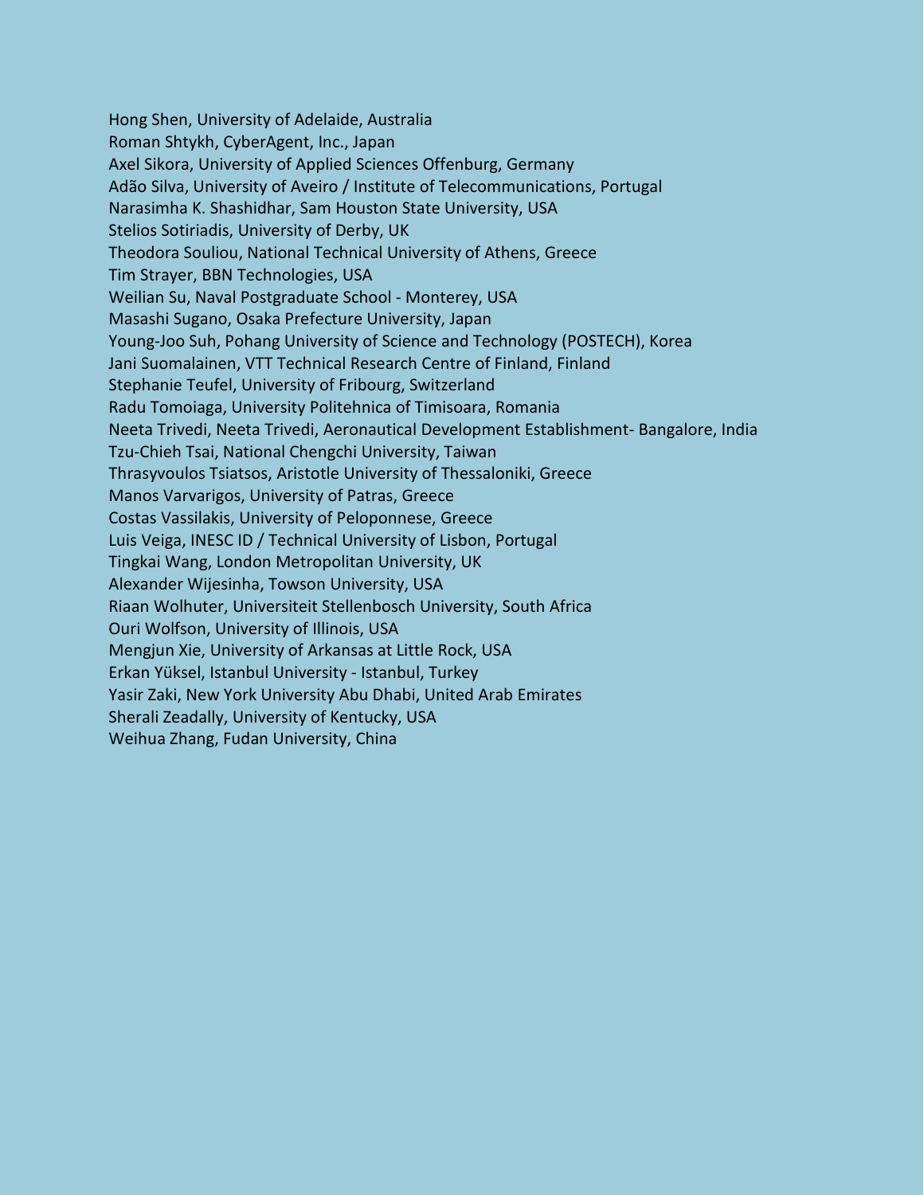Hong Shen, University of Adelaide, Australia
Roman Shtykh, CyberAgent, Inc., Japan
Axel Sikora, University of Applied Sciences Offenburg, Germany
Adão Silva, University of Aveiro / Institute of Telecommunications, Portugal
Narasimha K. Shashidhar, Sam Houston State University, USA
Stelios Sotiriadis, University of Derby, UK
Theodora Souliou, National Technical University of Athens, Greece
Tim Strayer, BBN Technologies, USA
Weilian Su, Naval Postgraduate School - Monterey, USA
Masashi Sugano, Osaka Prefecture University, Japan
Young-Joo Suh, Pohang University of Science and Technology (POSTECH), Korea
Jani Suomalainen, VTT Technical Research Centre of Finland, Finland
Stephanie Teufel, University of Fribourg, Switzerland
Radu Tomoiaga, University Politehnica of Timisoara, Romania
Neeta Trivedi, Neeta Trivedi, Aeronautical Development Establishment- Bangalore, India
Tzu-Chieh Tsai, National Chengchi University, Taiwan
Thrasyvoulos Tsiatsos, Aristotle University of Thessaloniki, Greece
Manos Varvarigos, University of Patras, Greece
Costas Vassilakis, University of Peloponnese, Greece
Luis Veiga, INESC ID / Technical University of Lisbon, Portugal
Tingkai Wang, London Metropolitan University, UK
Alexander Wijesinha, Towson University, USA
Riaan Wolhuter, Universiteit Stellenbosch University, South Africa
Ouri Wolfson, University of Illinois, USA
Mengjun Xie, University of Arkansas at Little Rock, USA
Erkan Yüksel, Istanbul University - Istanbul, Turkey
Yasir Zaki, New York University Abu Dhabi, United Arab Emirates
Sherali Zeadally, University of Kentucky, USA
Weihua Zhang, Fudan University, China